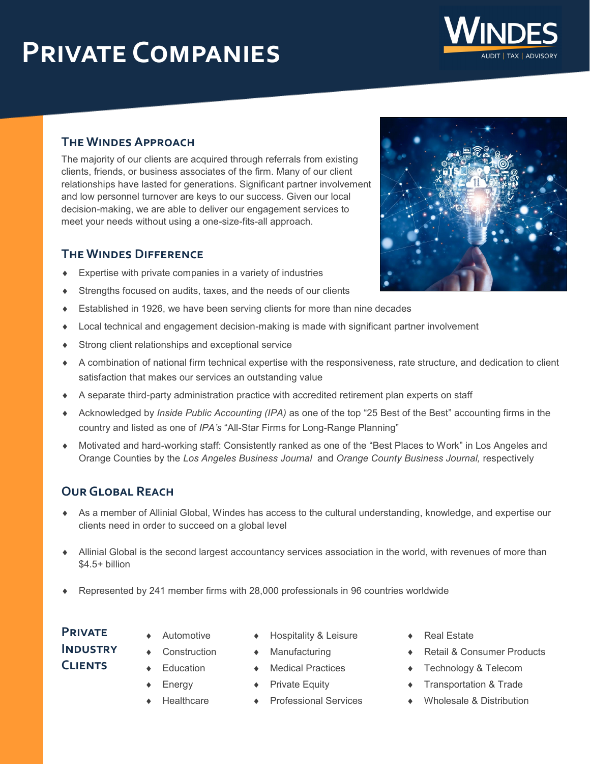# Private Companies

## The Windes Approach

The majority of our clients are acquired through referrals from existing clients, friends, or business associates of the firm. Many of our client relationships have lasted for generations. Significant partner involvement and low personnel turnover are keys to our success. Given our local decision-making, we are able to deliver our engagement services to meet your needs without using a one-size-fits-all approach.

## The Windes Difference

- Expertise with private companies in a variety of industries
- Strengths focused on audits, taxes, and the needs of our clients
- Established in 1926, we have been serving clients for more than nine decades
- Local technical and engagement decision-making is made with significant partner involvement
- Strong client relationships and exceptional service
- A combination of national firm technical expertise with the responsiveness, rate structure, and dedication to client satisfaction that makes our services an outstanding value
- A separate third-party administration practice with accredited retirement plan experts on staff
- Acknowledged by *Inside Public Accounting (IPA)* as one of the top "25 Best of the Best" accounting firms in the country and listed as one of *IPA's* "All-Star Firms for Long-Range Planning"
- Motivated and hard-working staff: Consistently ranked as one of the "Best Places to Work" in Los Angeles and Orange Counties by the *Los Angeles Business Journal* and *Orange County Business Journal,* respectively

## Our Global Reach

- As a member of Allinial Global, Windes has access to the cultural understanding, knowledge, and expertise our clients need in order to succeed on a global level
- Allinial Global is the second largest accountancy services association in the world, with revenues of more than $4.5+ billion
- Represented by 241 member firms with 28,000 professionals in 96 countries worldwide

## Private Industry Clients

- Automotive
- Construction
- Education
- Energy
- Healthcare
- Hospitality & Leisure
- Manufacturing
- Medical Practices
- Private Equity
- Professional Services
- Real Estate
- Retail & Consumer Products
- Technology & Telecom
- Transportation & Trade
- Wholesale & Distribution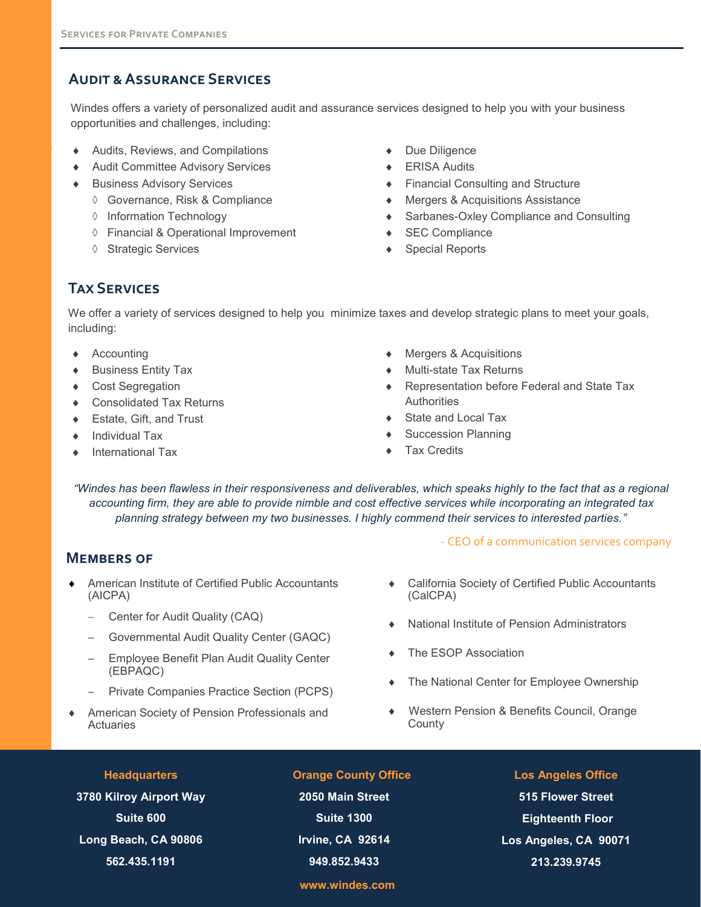## Audit & Assurance Services

Windes offers a variety of personalized audit and assurance services designed to help you with your business opportunities and challenges, including:

- Audits, Reviews, and Compilations
- Audit Committee Advisory Services
- Business Advisory Services
  - Governance, Risk & Compliance
  - Information Technology
  - Financial & Operational Improvement
  - Strategic Services
- Due Diligence
- ERISA Audits
- Financial Consulting and Structure
- Mergers & Acquisitions Assistance
- Sarbanes-Oxley Compliance and Consulting
- SEC Compliance
- Special Reports

## Tax Services

We offer a variety of services designed to help you minimize taxes and develop strategic plans to meet your goals, including:

- Accounting
- Business Entity Tax
- Cost Segregation
- Consolidated Tax Returns
- Estate, Gift, and Trust
- Individual Tax
- International Tax
- Mergers & Acquisitions
- Multi-state Tax Returns
- Representation before Federal and State Tax Authorities
- State and Local Tax
- Succession Planning
- Tax Credits

*"Windes has been flawless in their responsiveness and deliverables, which speaks highly to the fact that as a regional accounting firm, they are able to provide nimble and cost effective services while incorporating an integrated tax planning strategy between my two businesses. I highly commend their services to interested parties."*

\- CEO of a communication services company

## Members of

- American Institute of Certified Public Accountants (AICPA)
  - Center for Audit Quality (CAQ)
  - Governmental Audit Quality Center (GAQC)
  - Employee Benefit Plan Audit Quality Center (EBPAQC)
  - Private Companies Practice Section (PCPS)
- American Society of Pension Professionals and Actuaries
- California Society of Certified Public Accountants (CalCPA)
- National Institute of Pension Administrators
- The ESOP Association
- The National Center for Employee Ownership
- Western Pension & Benefits Council, Orange County

**Headquarters**
**3780 Kilroy Airport Way**
**Suite 600**
**Long Beach, CA 90806**
**562.435.1191**

**Orange County Office**
**2050 Main Street**
**Suite 1300**
**Irvine, CA 92614**
**949.852.9433**

**Los Angeles Office**
**515 Flower Street**
**Eighteenth Floor**
**Los Angeles, CA 90071**
**213.239.9745**

**www.windes.com**